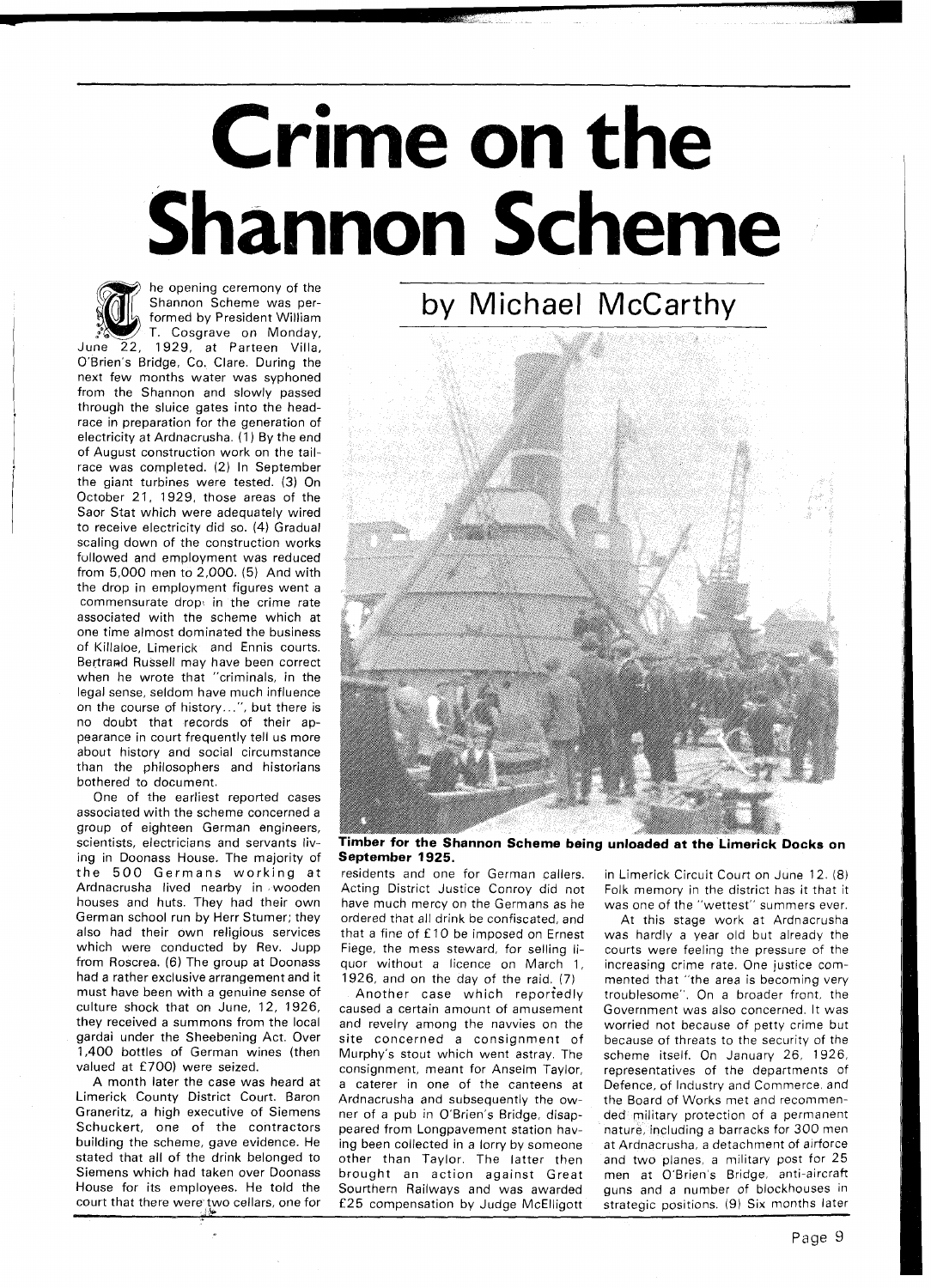# Crime on the Shannon Scheme

**by Michael McCarthy**

The opening ceremony of the Shannon Scheme was performed by President William T. Cosgrave on Monday, June 22, 1929, at Parteen Villa, O'Brien's Bridge, Co. Clare. During the next few months water was syphoned from the Shannon and slowly passed through the sluice gates into the head-race in preparation for the generation of electricity at Ardnacrusha. (1) By the end of August construction work on the tail-race was completed. (2) In September the giant turbines were tested. (3) On October 21, 1929, those areas of the Saor Stat which were adequately wired to receive electricity did so. (4) Gradual scaling down of the construction works followed and employment was reduced from 5,000 men to 2,000. (5) And with the drop in employment figures went a commensurate drop in the crime rate associated with the scheme which at one time almost dominated the business of Killaloe, Limerick and Ennis courts. Bertrand Russell may have been correct when he wrote that "criminals, in the legal sense, seldom have much influence on the course of history...", but there is no doubt that records of their appearance in court frequently tell us more about history and social circumstance than the philosophers and historians bothered to document.

One of the earliest reported cases associated with the scheme concerned a group of eighteen German engineers, scientists, electricians and servants living in Doonass House. The majority of the 500 Germans working at Ardnacrusha lived nearby in wooden houses and huts. They had their own German school run by Herr Stumer; they also had their own religious services which were conducted by Rev. Jupp from Roscrea. (6) The group at Doonass had a rather exclusive arrangement and it must have been with a genuine sense of culture shock that on June, 12, 1926, they received a summons from the local gardai under the Sheebening Act. Over 1,400 bottles of German wines (then valued at £700) were seized.

A month later the case was heard at Limerick County District Court. Baron Graneritz, a high executive of Siemens Schuckert, one of the contractors building the scheme, gave evidence. He stated that all of the drink belonged to Siemens which had taken over Doonass House for its employees. He told the court that there were two cellars, one for residents and one for German callers. Acting District Justice Conroy did not have much mercy on the Germans as he ordered that all drink be confiscated, and that a fine of £10 be imposed on Ernest Fiege, the mess steward, for selling liquor without a licence on March 1, 1926, and on the day of the raid. (7)

**Timber for the Shannon Scheme being unloaded at the Limerick Docks on September 1925.**

Another case which reportedly caused a certain amount of amusement and revelry among the navvies on the site concerned a consignment of Murphy's stout which went astray. The consignment, meant for Anselm Taylor, a caterer in one of the canteens at Ardnacrusha and subsequently the owner of a pub in O'Brien's Bridge, disappeared from Longpavement station having been collected in a lorry by someone other than Taylor. The latter then brought an action against Great Southern Railways and was awarded £25 compensation by Judge McElligott in Limerick Circuit Court on June 12. (8) Folk memory in the district has it that it was one of the "wettest" summers ever.

At this stage work at Ardnacrusha was hardly a year old but already the courts were feeling the pressure of the increasing crime rate. One justice commented that "the area is becoming very troublesome". On a broader front, the Government was also concerned. It was worried not because of petty crime but because of threats to the security of the scheme itself. On January 26, 1926, representatives of the departments of Defence, of Industry and Commerce, and the Board of Works met and recommended military protection of a permanent nature, including a barracks for 300 men at Ardnacrusha, a detachment of airforce and two planes, a military post for 25 men at O'Brien's Bridge, anti-aircraft guns and a number of blockhouses in strategic positions. (9) Six months later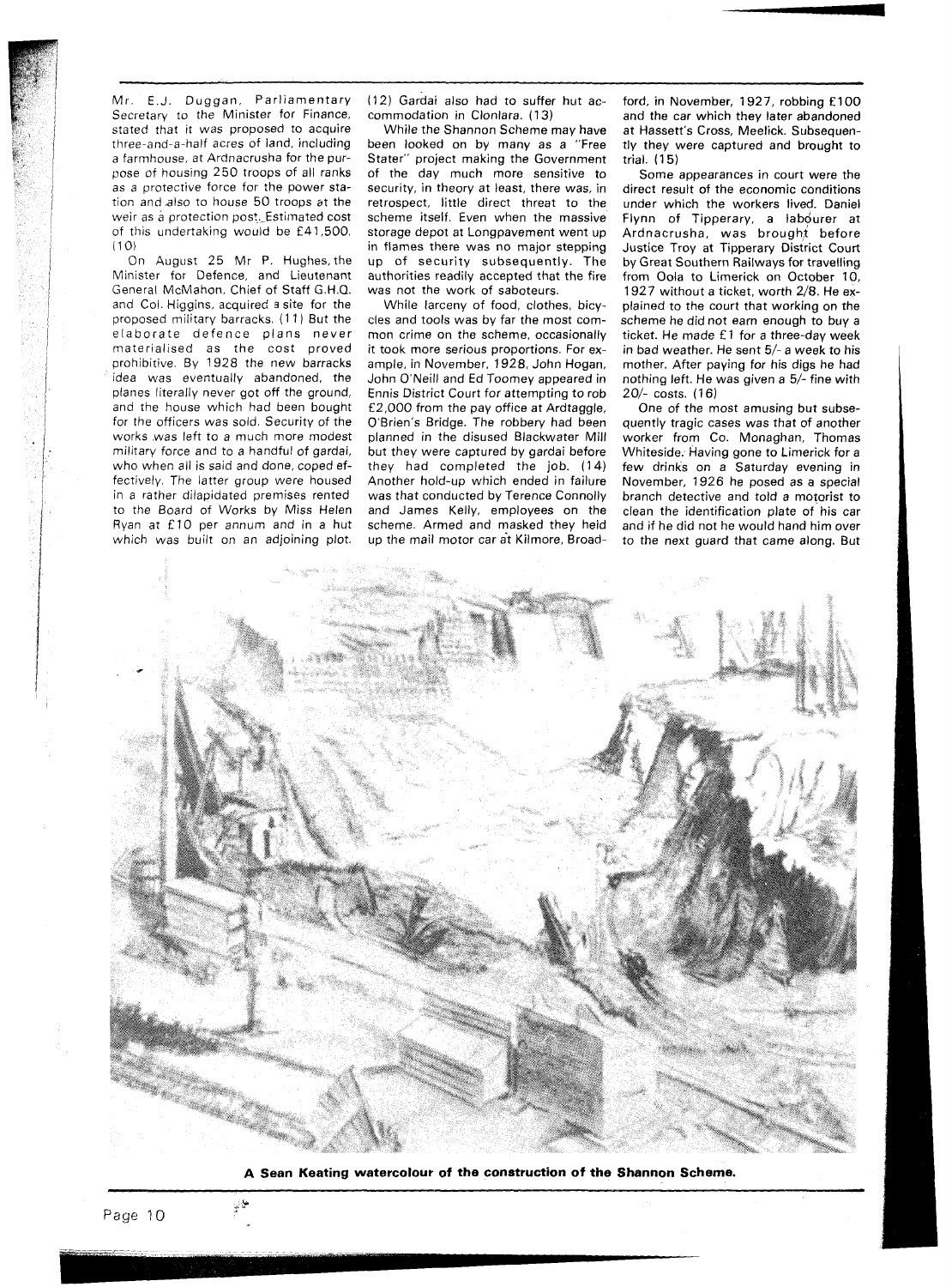Mr. E.J. Duggan, Parliamentary Secretary to the Minister for Finance, stated that it was proposed to acquire three-and-a-half acres of land, including a farmhouse, at Ardnacrusha for the purpose of housing 250 troops of all ranks as a protective force for the power station and also to house 50 troops at the weir as a protection post. Estimated cost of this undertaking would be £41,500. (10)

On August 25 Mr P. Hughes, the Minister for Defence, and Lieutenant General McMahon, Chief of Staff G.H.Q. and Col. Higgins, acquired a site for the proposed military barracks. (11) But the elaborate defence plans never materialised as the cost proved prohibitive. By 1928 the new barracks idea was eventually abandoned, the planes literally never got off the ground, and the house which had been bought for the officers was sold. Security of the works was left to a much more modest military force and to a handful of gardai, who when all is said and done, coped effectively. The latter group were housed in a rather dilapidated premises rented to the Board of Works by Miss Helen Ryan at £10 per annum and in a hut which was built on an adjoining plot. (12) Gardai also had to suffer hut accommodation in Clonlara. (13)

While the Shannon Scheme may have been looked on by many as a "Free Stater" project making the Government of the day much more sensitive to security, in theory at least, there was, in retrospect, little direct threat to the scheme itself. Even when the massive storage depot at Longpavement went up in flames there was no major stepping up of security subsequently. The authorities readily accepted that the fire was not the work of saboteurs.

While larceny of food, clothes, bicycles and tools was by far the most common crime on the scheme, occasionally it took more serious proportions. For example, in November, 1928, John Hogan, John O'Neill and Ed Toomey appeared in Ennis District Court for attempting to rob £2,000 from the pay office at Ardtaggle, O'Brien's Bridge. The robbery had been planned in the disused Blackwater Mill but they were captured by gardai before they had completed the job. (14) Another hold-up which ended in failure was that conducted by Terence Connolly and James Kelly, employees on the scheme. Armed and masked they held up the mail motor car at Kilmore, Broadford, in November, 1927, robbing £100 and the car which they later abandoned at Hassett's Cross, Meelick. Subsequently they were captured and brought to trial. (15)

Some appearances in court were the direct result of the economic conditions under which the workers lived. Daniel Flynn of Tipperary, a labourer at Ardnacrusha, was brought before Justice Troy at Tipperary District Court by Great Southern Railways for travelling from Oola to Limerick on October 10, 1927 without a ticket, worth 2/8. He explained to the court that working on the scheme he did not earn enough to buy a ticket. He made £1 for a three-day week in bad weather. He sent 5/- a week to his mother. After paying for his digs he had nothing left. He was given a 5/- fine with 20/- costs. (16)

One of the most amusing but subsequently tragic cases was that of another worker from Co. Monaghan, Thomas Whiteside. Having gone to Limerick for a few drinks on a Saturday evening in November, 1926 he posed as a special branch detective and told a motorist to clean the identification plate of his car and if he did not he would hand him over to the next guard that came along. But

**A Sean Keating watercolour of the construction of the Shannon Scheme.**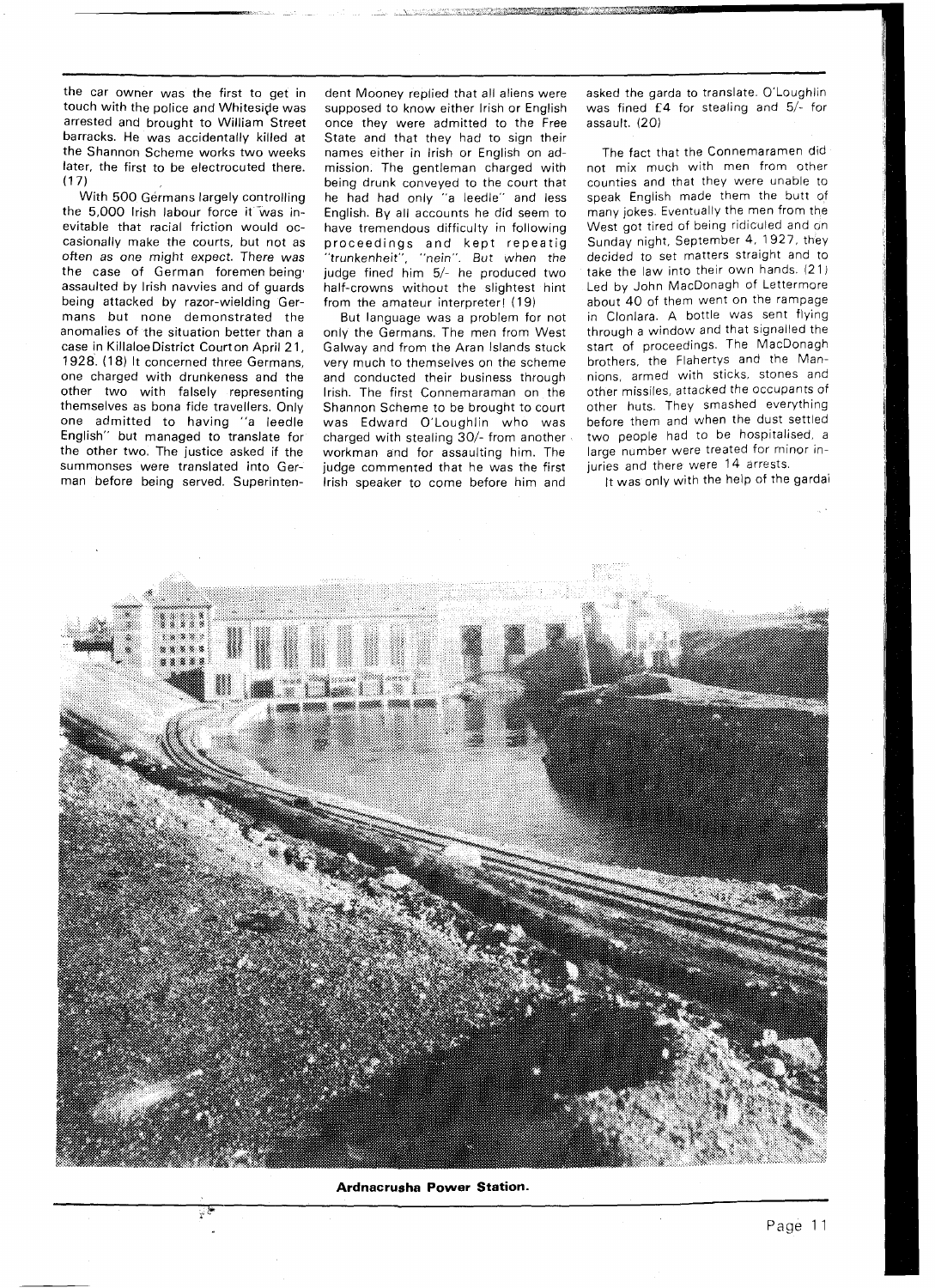the car owner was the first to get in touch with the police and Whiteside was arrested and brought to William Street barracks. He was accidentally killed at the Shannon Scheme works two weeks later, the first to be electrocuted there. (17)

With 500 Germans largely controlling the 5,000 Irish labour force it was inevitable that racial friction would occasionally make the courts, but not as often as one might expect. There was the case of German foremen being assaulted by Irish navvies and of guards being attacked by razor-wielding Germans but none demonstrated the anomalies of the situation better than a case in Killaloe District Court on April 21, 1928. (18) It concerned three Germans, one charged with drunkeness and the other two with falsely representing themselves as bona fide travellers. Only one admitted to having "a leedle English" but managed to translate for the other two. The justice asked if the summonses were translated into German before being served. Superintendent Mooney replied that all aliens were supposed to know either Irish or English once they were admitted to the Free State and that they had to sign their names either in Irish or English on admission. The gentleman charged with being drunk conveyed to the court that he had had only "a leedle" and less English. By all accounts he did seem to have tremendous difficulty in following proceedings and kept repeatig "trunkenheit", "nein". But when the judge fined him 5/- he produced two half-crowns without the slightest hint from the amateur interpreter! (19)

But language was a problem for not only the Germans. The men from West Galway and from the Aran Islands stuck very much to themselves on the scheme and conducted their business through Irish. The first Connemaraman on the Shannon Scheme to be brought to court was Edward O'Loughlin who was charged with stealing 30/- from another workman and for assaulting him. The judge commented that he was the first Irish speaker to come before him and asked the garda to translate. O'Loughlin was fined £4 for stealing and 5/- for assault. (20)

The fact that the Connemaramen did not mix much with men from other counties and that they were unable to speak English made them the butt of many jokes. Eventually the men from the West got tired of being ridiculed and on Sunday night, September 4, 1927, they decided to set matters straight and to take the law into their own hands. (21) Led by John MacDonagh of Lettermore about 40 of them went on the rampage in Clonlara. A bottle was sent flying through a window and that signalled the start of proceedings. The MacDonagh brothers, the Flahertys and the Mannions, armed with sticks, stones and other missiles, attacked the occupants of other huts. They smashed everything before them and when the dust settled two people had to be hospitalised, a large number were treated for minor injuries and there were 14 arrests.

It was only with the help of the gardai

**Ardnacrusha Power Station.**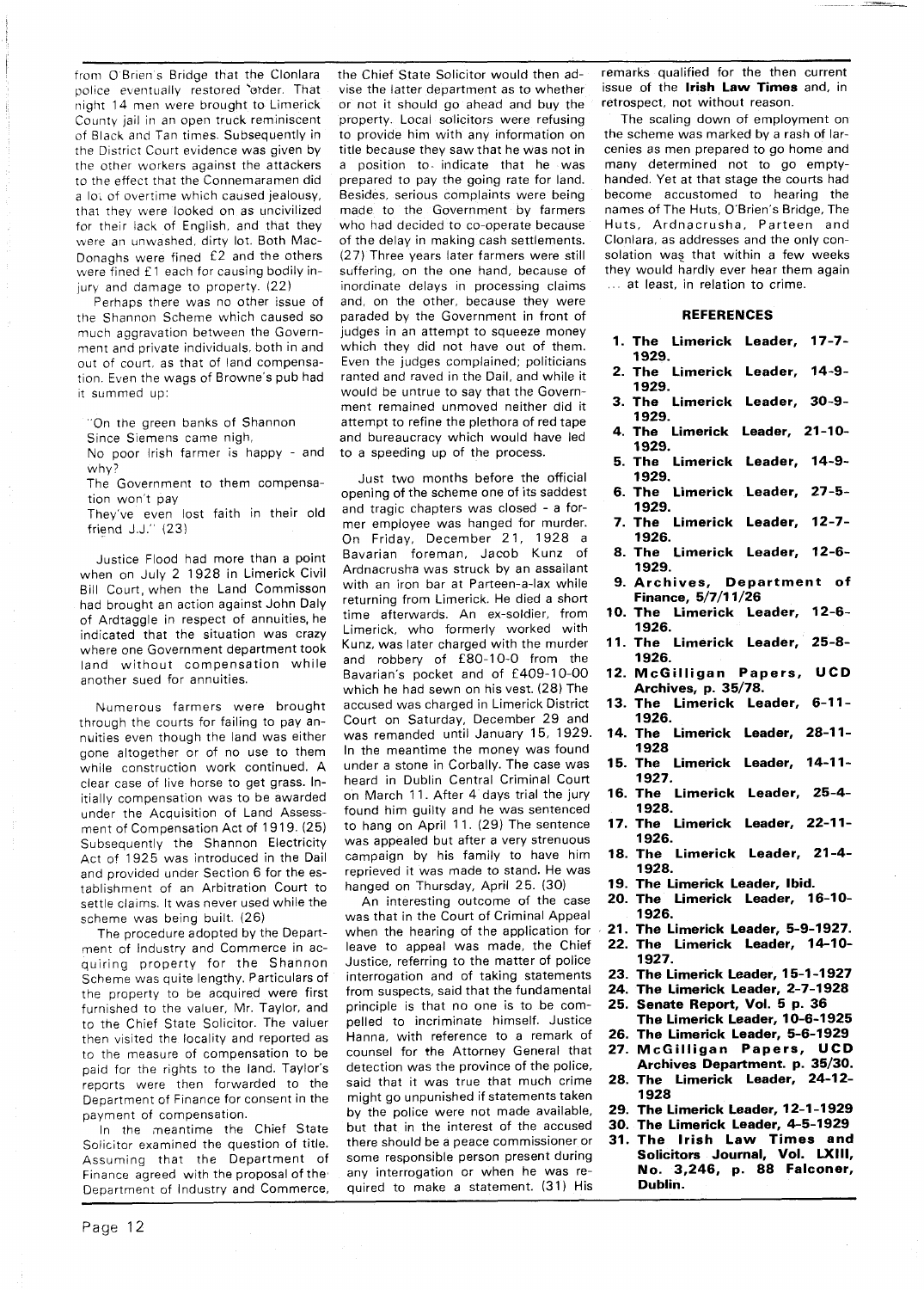from O'Brien's Bridge that the Clonlara police eventually restored order. That night 14 men were brought to Limerick County jail in an open truck reminiscent of Black and Tan times. Subsequently in the District Court evidence was given by the other workers against the attackers to the effect that the Connemaramen did a lot of overtime which caused jealousy, that they were looked on as uncivilized for their lack of English, and that they were an unwashed, dirty lot. Both MacDonaghs were fined £2 and the others were fined £1 each for causing bodily injury and damage to property. (22)

Perhaps there was no other issue of the Shannon Scheme which caused so much aggravation between the Government and private individuals, both in and out of court, as that of land compensation. Even the wags of Browne's pub had it summed up:

"On the green banks of Shannon
Since Siemens came nigh,
No poor Irish farmer is happy - and why?
The Government to them compensation won't pay
They've even lost faith in their old friend J.J." (23)

Justice Flood had more than a point when on July 2 1928 in Limerick Civil Bill Court, when the Land Commisson had brought an action against John Daly of Ardtaggle in respect of annuities, he indicated that the situation was crazy where one Government department took land without compensation while another sued for annuities.

Numerous farmers were brought through the courts for failing to pay annuities even though the land was either gone altogether or of no use to them while construction work continued. A clear case of live horse to get grass. Initially compensation was to be awarded under the Acquisition of Land Assessment of Compensation Act of 1919. (25) Subsequently the Shannon Electricity Act of 1925 was introduced in the Dail and provided under Section 6 for the establishment of an Arbitration Court to settle claims. It was never used while the scheme was being built. (26)

The procedure adopted by the Department of Industry and Commerce in acquiring property for the Shannon Scheme was quite lengthy. Particulars of the property to be acquired were first furnished to the valuer, Mr. Taylor, and to the Chief State Solicitor. The valuer then visited the locality and reported as to the measure of compensation to be paid for the rights to the land. Taylor's reports were then forwarded to the Department of Finance for consent in the payment of compensation.

In the meantime the Chief State Solicitor examined the question of title. Assuming that the Department of Finance agreed with the proposal of the Department of Industry and Commerce, the Chief State Solicitor would then advise the latter department as to whether or not it should go ahead and buy the property. Local solicitors were refusing to provide him with any information on title because they saw that he was not in a position to indicate that he was prepared to pay the going rate for land. Besides, serious complaints were being made to the Government by farmers who had decided to co-operate because of the delay in making cash settlements. (27) Three years later farmers were still suffering, on the one hand, because of inordinate delays in processing claims and, on the other, because they were paraded by the Government in front of judges in an attempt to squeeze money which they did not have out of them. Even the judges complained; politicians ranted and raved in the Dail, and while it would be untrue to say that the Government remained unmoved neither did it attempt to refine the plethora of red tape and bureaucracy which would have led to a speeding up of the process.

Just two months before the official opening of the scheme one of its saddest and tragic chapters was closed - a former employee was hanged for murder. On Friday, December 21, 1928 a Bavarian foreman, Jacob Kunz of Ardnacrusha was struck by an assailant with an iron bar at Parteen-a-lax while returning from Limerick. He died a short time afterwards. An ex-soldier, from Limerick, who formerly worked with Kunz, was later charged with the murder and robbery of £80-10-0 from the Bavarian's pocket and of £409-10-00 which he had sewn on his vest. (28) The accused was charged in Limerick District Court on Saturday, December 29 and was remanded until January 15, 1929. In the meantime the money was found under a stone in Corbally. The case was heard in Dublin Central Criminal Court on March 11. After 4 days trial the jury found him guilty and he was sentenced to hang on April 11. (29) The sentence was appealed but after a very strenuous campaign by his family to have him reprieved it was made to stand. He was hanged on Thursday, April 25. (30)

An interesting outcome of the case was that in the Court of Criminal Appeal when the hearing of the application for leave to appeal was made, the Chief Justice, referring to the matter of police interrogation and of taking statements from suspects, said that the fundamental principle is that no one is to be compelled to incriminate himself. Justice Hanna, with reference to a remark of counsel for the Attorney General that detection was the province of the police, said that it was true that much crime might go unpunished if statements taken by the police were not made available, but that in the interest of the accused there should be a peace commissioner or some responsible person present during any interrogation or when he was required to make a statement. (31) His remarks qualified for the then current issue of the **Irish Law Times** and, in retrospect, not without reason.

The scaling down of employment on the scheme was marked by a rash of larcenies as men prepared to go home and many determined not to go empty-handed. Yet at that stage the courts had become accustomed to hearing the names of The Huts, O'Brien's Bridge, The Huts, Ardnacrusha, Parteen and Clonlara, as addresses and the only consolation was that within a few weeks they would hardly ever hear them again ... at least, in relation to crime.

## REFERENCES

1. **The Limerick Leader, 17-7-1929.**
2. **The Limerick Leader, 14-9-1929.**
3. **The Limerick Leader, 30-9-1929.**
4. **The Limerick Leader, 21-10-1929.**
5. **The Limerick Leader, 14-9-1929.**
6. **The Limerick Leader, 27-5-1929.**
7. **The Limerick Leader, 12-7-1926.**
8. **The Limerick Leader, 12-6-1929.**
9. **Archives, Department of Finance, 5/7/11/26**
10. **The Limerick Leader, 12-6-1926.**
11. **The Limerick Leader, 25-8-1926.**
12. **McGilligan Papers, UCD Archives, p. 35/78.**
13. **The Limerick Leader, 6-11-1926.**
14. **The Limerick Leader, 28-11-1928**
15. **The Limerick Leader, 14-11-1927.**
16. **The Limerick Leader, 25-4-1928.**
17. **The Limerick Leader, 22-11-1926.**
18. **The Limerick Leader, 21-4-1928.**
19. **The Limerick Leader, Ibid.**
20. **The Limerick Leader, 16-10-1926.**
21. **The Limerick Leader, 5-9-1927.**
22. **The Limerick Leader, 14-10-1927.**
23. **The Limerick Leader, 15-1-1927**
24. **The Limerick Leader, 2-7-1928**
25. **Senate Report, Vol. 5 p. 36 The Limerick Leader, 10-6-1925**
26. **The Limerick Leader, 5-6-1929**
27. **McGilligan Papers, UCD Archives Department. p. 35/30.**
28. **The Limerick Leader, 24-12-1928**
29. **The Limerick Leader, 12-1-1929**
30. **The Limerick Leader, 4-5-1929**
31. **The Irish Law Times and Solicitors Journal, Vol. LXIII, No. 3,246, p. 88 Falconer, Dublin.**